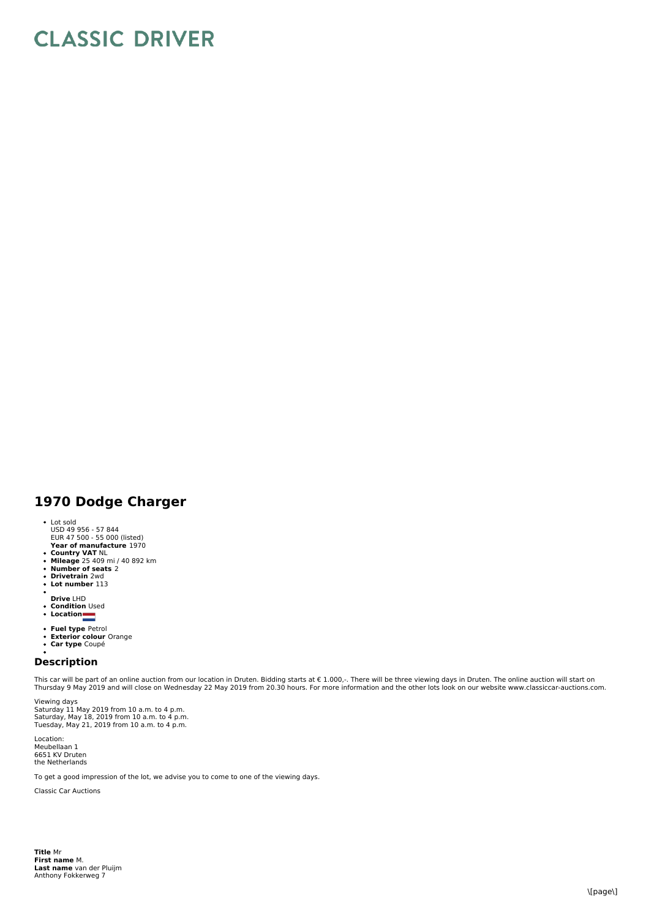# CLASSIC DRIVER

## 1970 Dodge Charger

- Lot sold
  USD 49 956 - 57 844
  EUR 47 500 - 55 000 (listed)
  **Year of manufacture** 1970
- **Country VAT** NL
- **Mileage** 25 409 mi / 40 892 km
- **Number of seats** 2
- **Drivetrain** 2wd
- **Lot number** 113
- **Drive** LHD
- **Condition** Used
- **Location**
- **Fuel type** Petrol
- **Exterior colour** Orange
- **Car type** Coupé

## Description

This car will be part of an online auction from our location in Druten. Bidding starts at € 1.000,-. There will be three viewing days in Druten. The online auction will start on Thursday 9 May 2019 and will close on Wednesday 22 May 2019 from 20.30 hours. For more information and the other lots look on our website www.classiccar-auctions.com.

Viewing days
Saturday 11 May 2019 from 10 a.m. to 4 p.m.
Saturday, May 18, 2019 from 10 a.m. to 4 p.m.
Tuesday, May 21, 2019 from 10 a.m. to 4 p.m.

Location:
Meubellaan 1
6651 KV Druten
the Netherlands

To get a good impression of the lot, we advise you to come to one of the viewing days.

Classic Car Auctions

**Title** Mr
**First name** M.
**Last name** van der Pluijm
Anthony Fokkerweg 7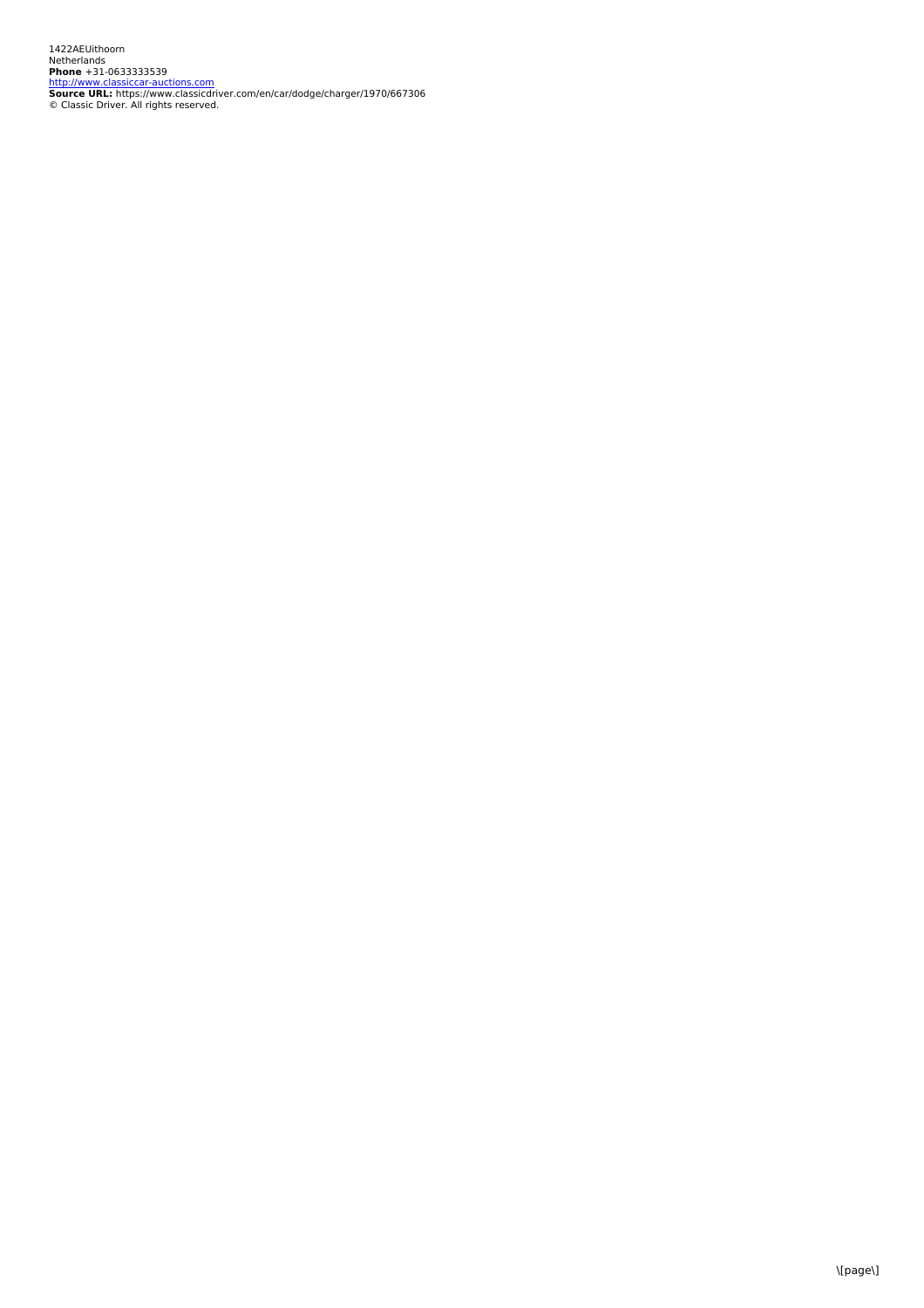1422AEUithoorn
Netherlands
**Phone** +31-0633333539
[http://www.classiccar-auctions.com](http://www.classiccar-auctions.com)
**Source URL:** https://www.classicdriver.com/en/car/dodge/charger/1970/667306
© Classic Driver. All rights reserved.